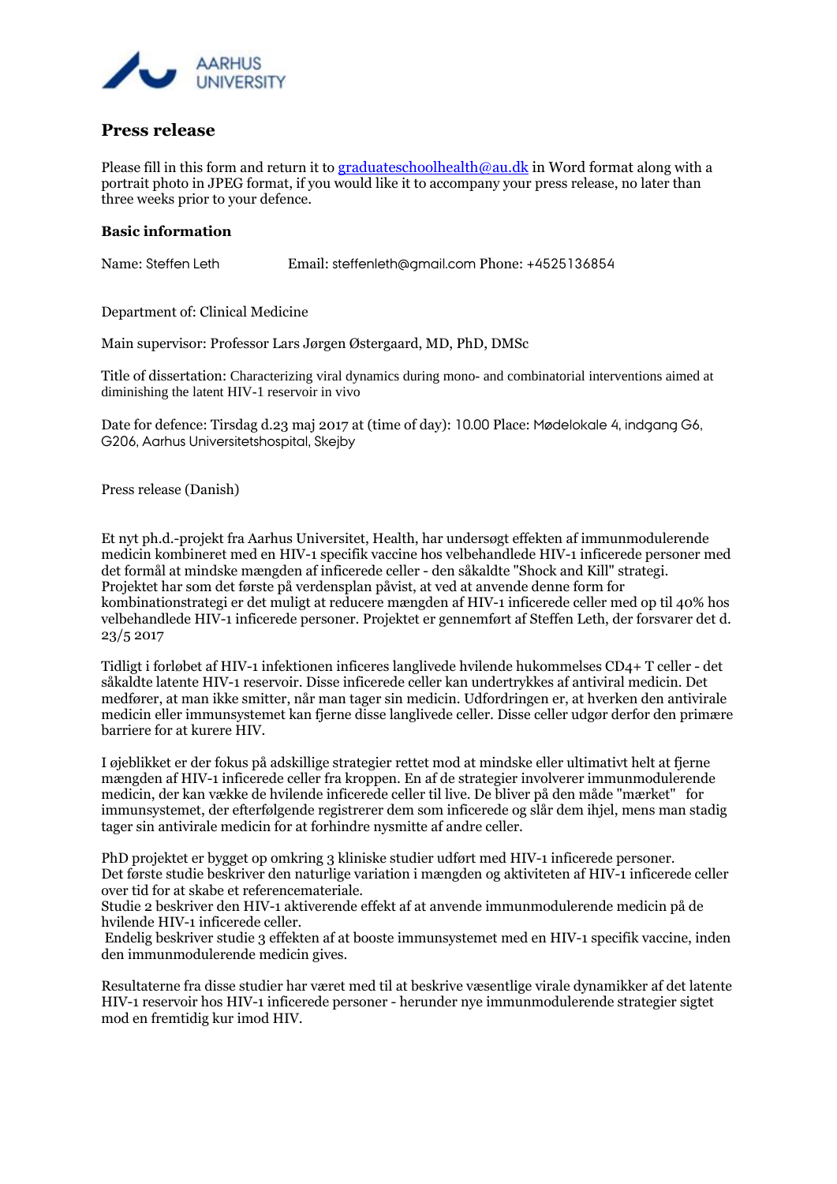AARHUS UNIVERSITY

## Press release

Please fill in this form and return it to [graduateschoolhealth@au.dk](mailto:graduateschoolhealth@au.dk) in Word format along with a portrait photo in JPEG format, if you would like it to accompany your press release, no later than three weeks prior to your defence.

### Basic information

Name: Steffen Leth Email: steffenleth@gmail.com Phone: +4525136854

Department of: Clinical Medicine

Main supervisor: Professor Lars Jørgen Østergaard, MD, PhD, DMSc

Title of dissertation: Characterizing viral dynamics during mono- and combinatorial interventions aimed at diminishing the latent HIV-1 reservoir in vivo

Date for defence: Tirsdag d.23 maj 2017 at (time of day): 10.00 Place: Mødelokale 4, indgang G6, G206, Aarhus Universitetshospital, Skejby

Press release (Danish)

Et nyt ph.d.-projekt fra Aarhus Universitet, Health, har undersøgt effekten af immunmodulerende medicin kombineret med en HIV-1 specifik vaccine hos velbehandlede HIV-1 inficerede personer med det formål at mindske mængden af inficerede celler - den såkaldte "Shock and Kill" strategi. Projektet har som det første på verdensplan påvist, at ved at anvende denne form for kombinationsstrategi er det muligt at reducere mængden af HIV-1 inficerede celler med op til 40% hos velbehandlede HIV-1 inficerede personer. Projektet er gennemført af Steffen Leth, der forsvarer det d. 23/5 2017

Tidligt i forløbet af HIV-1 infektionen inficeres langlivede hvilende hukommelses CD4+ T celler - det såkaldte latente HIV-1 reservoir. Disse inficerede celler kan undertrykkes af antiviral medicin. Det medfører, at man ikke smitter, når man tager sin medicin. Udfordringen er, at hverken den antivirale medicin eller immunsystemet kan fjerne disse langlivede celler. Disse celler udgør derfor den primære barriere for at kurere HIV.

I øjeblikket er der fokus på adskillige strategier rettet mod at mindske eller ultimativt helt at fjerne mængden af HIV-1 inficerede celler fra kroppen. En af de strategier involverer immunmodulerende medicin, der kan vække de hvilende inficerede celler til live. De bliver på den måde "mærket" for immunsystemet, der efterfølgende registrerer dem som inficerede og slår dem ihjel, mens man stadig tager sin antivirale medicin for at forhindre nysmitte af andre celler.

PhD projektet er bygget op omkring 3 kliniske studier udført med HIV-1 inficerede personer.
Det første studie beskriver den naturlige variation i mængden og aktiviteten af HIV-1 inficerede celler over tid for at skabe et referencemateriale.
Studie 2 beskriver den HIV-1 aktiverende effekt af at anvende immunmodulerende medicin på de hvilende HIV-1 inficerede celler.
Endelig beskriver studie 3 effekten af at booste immunsystemet med en HIV-1 specifik vaccine, inden den immunmodulerende medicin gives.

Resultaterne fra disse studier har været med til at beskrive væsentlige virale dynamikker af det latente HIV-1 reservoir hos HIV-1 inficerede personer - herunder nye immunmodulerende strategier sigtet mod en fremtidig kur imod HIV.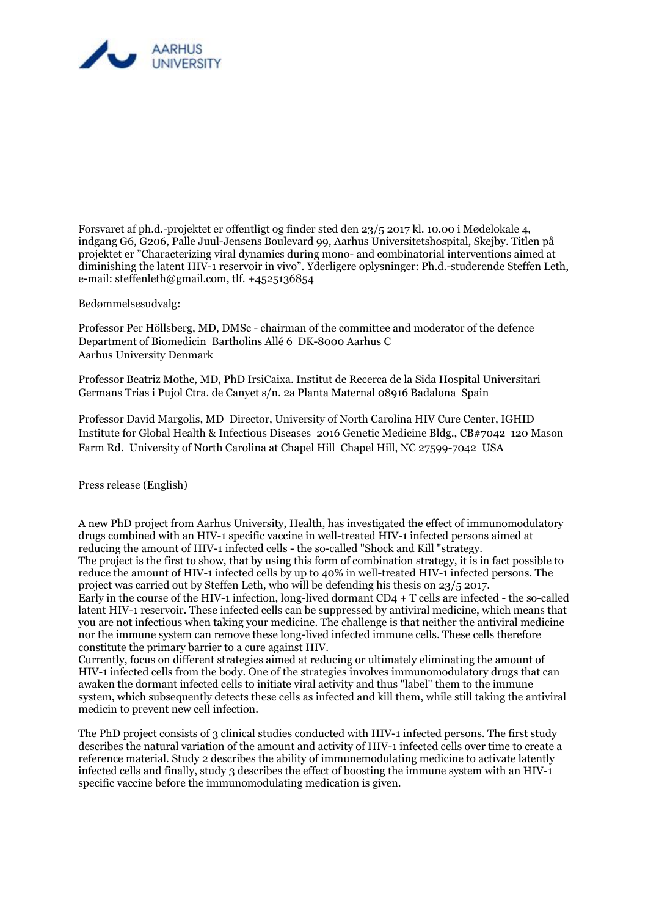Forsvaret af ph.d.-projektet er offentligt og finder sted den 23/5 2017 kl. 10.00 i Mødelokale 4, indgang G6, G206, Palle Juul-Jensens Boulevard 99, Aarhus Universitetshospital, Skejby. Titlen på projektet er "Characterizing viral dynamics during mono- and combinatorial interventions aimed at diminishing the latent HIV-1 reservoir in vivo". Yderligere oplysninger: Ph.d.-studerende Steffen Leth, e-mail: steffenleth@gmail.com, tlf. +4525136854

Bedømmelsesudvalg:

Professor Per Höllsberg, MD, DMSc - chairman of the committee and moderator of the defence
Department of Biomedicin Bartholins Allé 6 DK-8000 Aarhus C
Aarhus University Denmark

Professor Beatriz Mothe, MD, PhD IrsiCaixa. Institut de Recerca de la Sida Hospital Universitari Germans Trias i Pujol Ctra. de Canyet s/n. 2a Planta Maternal 08916 Badalona Spain

Professor David Margolis, MD Director, University of North Carolina HIV Cure Center, IGHID Institute for Global Health & Infectious Diseases 2016 Genetic Medicine Bldg., CB#7042 120 Mason Farm Rd. University of North Carolina at Chapel Hill Chapel Hill, NC 27599-7042 USA

Press release (English)

A new PhD project from Aarhus University, Health, has investigated the effect of immunomodulatory drugs combined with an HIV-1 specific vaccine in well-treated HIV-1 infected persons aimed at reducing the amount of HIV-1 infected cells - the so-called "Shock and Kill "strategy.
The project is the first to show, that by using this form of combination strategy, it is in fact possible to reduce the amount of HIV-1 infected cells by up to 40% in well-treated HIV-1 infected persons. The project was carried out by Steffen Leth, who will be defending his thesis on 23/5 2017.
Early in the course of the HIV-1 infection, long-lived dormant CD4 + T cells are infected - the so-called latent HIV-1 reservoir. These infected cells can be suppressed by antiviral medicine, which means that you are not infectious when taking your medicine. The challenge is that neither the antiviral medicine nor the immune system can remove these long-lived infected immune cells. These cells therefore constitute the primary barrier to a cure against HIV.
Currently, focus on different strategies aimed at reducing or ultimately eliminating the amount of HIV-1 infected cells from the body. One of the strategies involves immunomodulatory drugs that can awaken the dormant infected cells to initiate viral activity and thus "label" them to the immune system, which subsequently detects these cells as infected and kill them, while still taking the antiviral medicin to prevent new cell infection.

The PhD project consists of 3 clinical studies conducted with HIV-1 infected persons. The first study describes the natural variation of the amount and activity of HIV-1 infected cells over time to create a reference material. Study 2 describes the ability of immunemodulating medicine to activate latently infected cells and finally, study 3 describes the effect of boosting the immune system with an HIV-1 specific vaccine before the immunomodulating medication is given.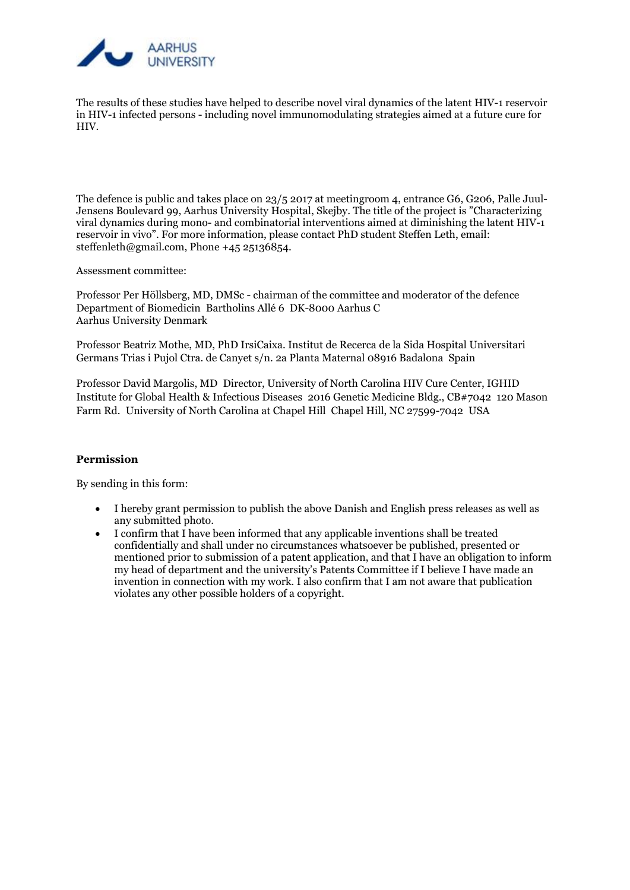The results of these studies have helped to describe novel viral dynamics of the latent HIV-1 reservoir in HIV-1 infected persons - including novel immunomodulating strategies aimed at a future cure for HIV.

The defence is public and takes place on 23/5 2017 at meetingroom 4, entrance G6, G206, Palle Juul-Jensens Boulevard 99, Aarhus University Hospital, Skejby. The title of the project is "Characterizing viral dynamics during mono- and combinatorial interventions aimed at diminishing the latent HIV-1 reservoir in vivo". For more information, please contact PhD student Steffen Leth, email: steffenleth@gmail.com, Phone +45 25136854.

Assessment committee:

Professor Per Höllsberg, MD, DMSc - chairman of the committee and moderator of the defence
Department of Biomedicin Bartholins Allé 6 DK-8000 Aarhus C
Aarhus University Denmark

Professor Beatriz Mothe, MD, PhD IrsiCaixa. Institut de Recerca de la Sida Hospital Universitari Germans Trias i Pujol Ctra. de Canyet s/n. 2a Planta Maternal 08916 Badalona Spain

Professor David Margolis, MD Director, University of North Carolina HIV Cure Center, IGHID Institute for Global Health & Infectious Diseases 2016 Genetic Medicine Bldg., CB#7042 120 Mason Farm Rd. University of North Carolina at Chapel Hill Chapel Hill, NC 27599-7042 USA

**Permission**

By sending in this form:

- I hereby grant permission to publish the above Danish and English press releases as well as any submitted photo.
- I confirm that I have been informed that any applicable inventions shall be treated confidentially and shall under no circumstances whatsoever be published, presented or mentioned prior to submission of a patent application, and that I have an obligation to inform my head of department and the university's Patents Committee if I believe I have made an invention in connection with my work. I also confirm that I am not aware that publication violates any other possible holders of a copyright.